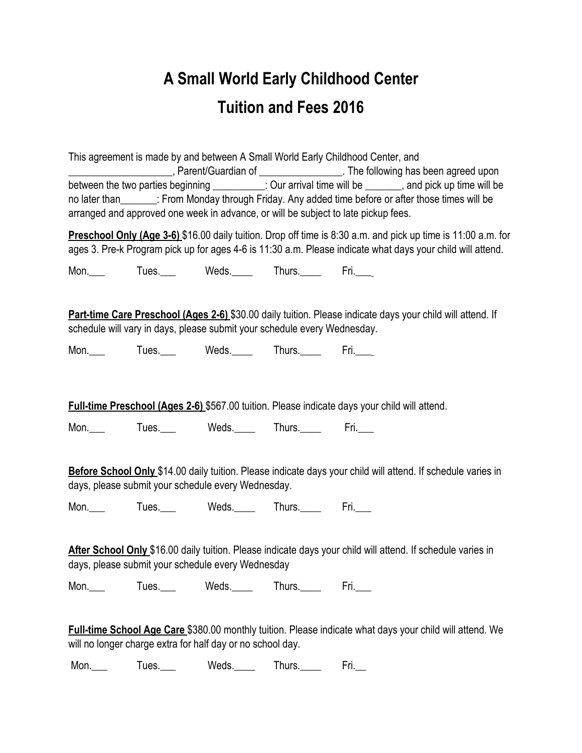# A Small World Early Childhood Center

# Tuition and Fees 2016

This agreement is made by and between A Small World Early Childhood Center, and ____________________, Parent/Guardian of ________________. The following has been agreed upon between the two parties beginning __________: Our arrival time will be _______, and pick up time will be no later than_______: From Monday through Friday. Any added time before or after those times will be arranged and approved one week in advance, or will be subject to late pickup fees.

**Preschool Only (Age 3-6)** $16.00 daily tuition. Drop off time is 8:30 a.m. and pick up time is 11:00 a.m. for ages 3. Pre-k Program pick up for ages 4-6 is 11:30 a.m. Please indicate what days your child will attend.

Mon.___ Tues.___ Weds.____ Thurs.____ Fri.___

**Part-time Care Preschool (Ages 2-6)** $30.00 daily tuition. Please indicate days your child will attend. If schedule will vary in days, please submit your schedule every Wednesday.

Mon.___ Tues.___ Weds.____ Thurs.____ Fri.___

**Full-time Preschool (Ages 2-6)** $567.00 tuition. Please indicate days your child will attend.

Mon.___ Tues.___ Weds.____ Thurs.____ Fri.___

**Before School Only** $14.00 daily tuition. Please indicate days your child will attend. If schedule varies in days, please submit your schedule every Wednesday.

Mon.___ Tues.___ Weds.____ Thurs.____ Fri.___

**After School Only** $16.00 daily tuition. Please indicate days your child will attend. If schedule varies in days, please submit your schedule every Wednesday

Mon.___ Tues.___ Weds.____ Thurs.____ Fri.___

**Full-time School Age Care** $380.00 monthly tuition. Please indicate what days your child will attend. We will no longer charge extra for half day or no school day.

Mon.___ Tues.___ Weds.____ Thurs.____ Fri.__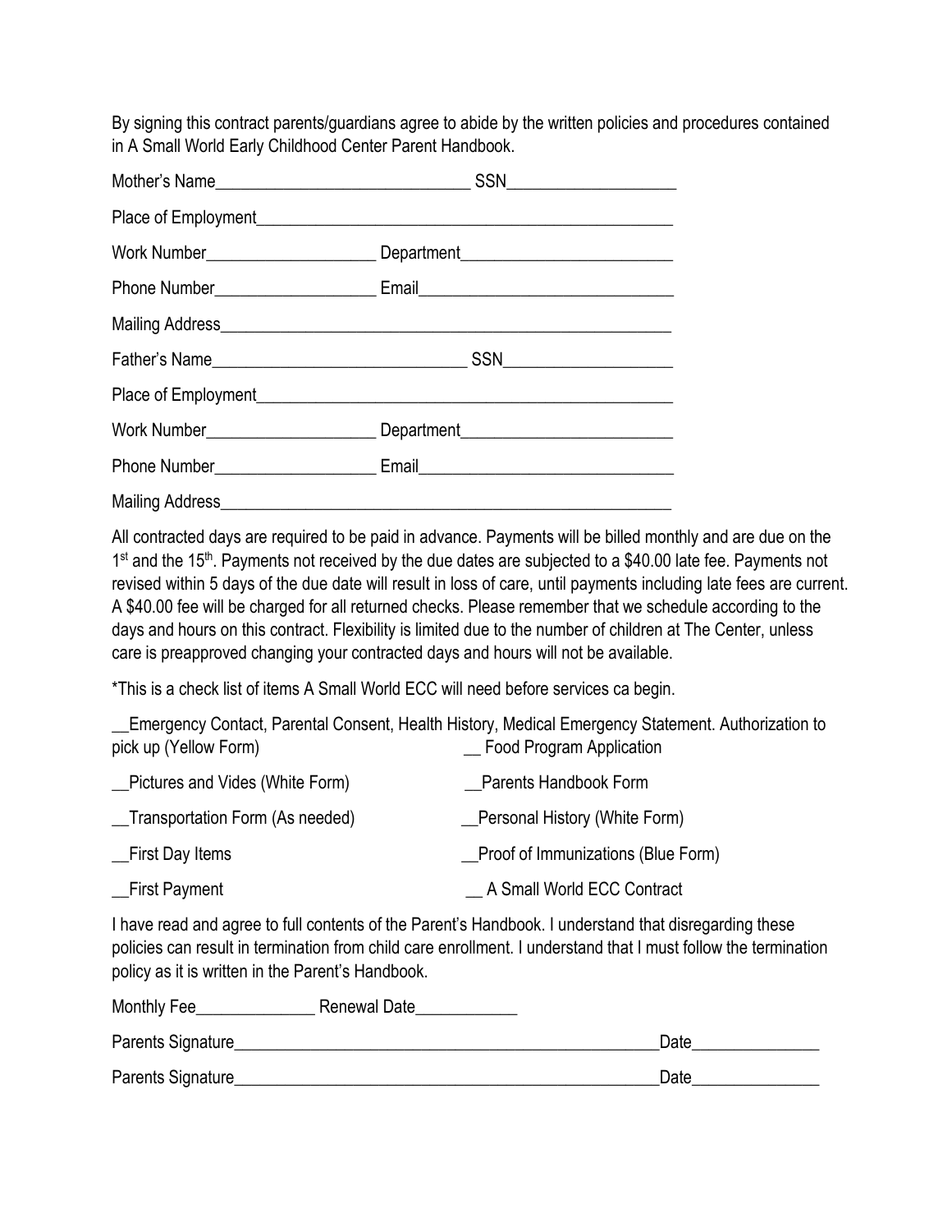By signing this contract parents/guardians agree to abide by the written policies and procedures contained in A Small World Early Childhood Center Parent Handbook.

Mother's Name______________________________ SSN____________________

Place of Employment_________________________________________________

Work Number____________________ Department_________________________

Phone Number___________________ Email______________________________

Mailing Address______________________________________________________

Father's Name_____________________________ SSN____________________

Place of Employment_________________________________________________

Work Number____________________ Department_________________________

Phone Number___________________ Email______________________________

Mailing Address______________________________________________________

All contracted days are required to be paid in advance. Payments will be billed monthly and are due on the 1st and the 15th. Payments not received by the due dates are subjected to a $40.00 late fee. Payments not revised within 5 days of the due date will result in loss of care, until payments including late fees are current. A $40.00 fee will be charged for all returned checks. Please remember that we schedule according to the days and hours on this contract. Flexibility is limited due to the number of children at The Center, unless care is preapproved changing your contracted days and hours will not be available.

*This is a check list of items A Small World ECC will need before services ca begin.

__Emergency Contact, Parental Consent, Health History, Medical Emergency Statement. Authorization to pick up (Yellow Form)

__ Food Program Application

__Pictures and Vides (White Form)

__Parents Handbook Form

__Transportation Form (As needed)

__Personal History (White Form)

__First Day Items

__Proof of Immunizations (Blue Form)

__First Payment

__ A Small World ECC Contract

I have read and agree to full contents of the Parent's Handbook. I understand that disregarding these policies can result in termination from child care enrollment. I understand that I must follow the termination policy as it is written in the Parent's Handbook.

Monthly Fee______________ Renewal Date____________

Parents Signature____________________________________________________Date_______________

Parents Signature____________________________________________________Date_______________